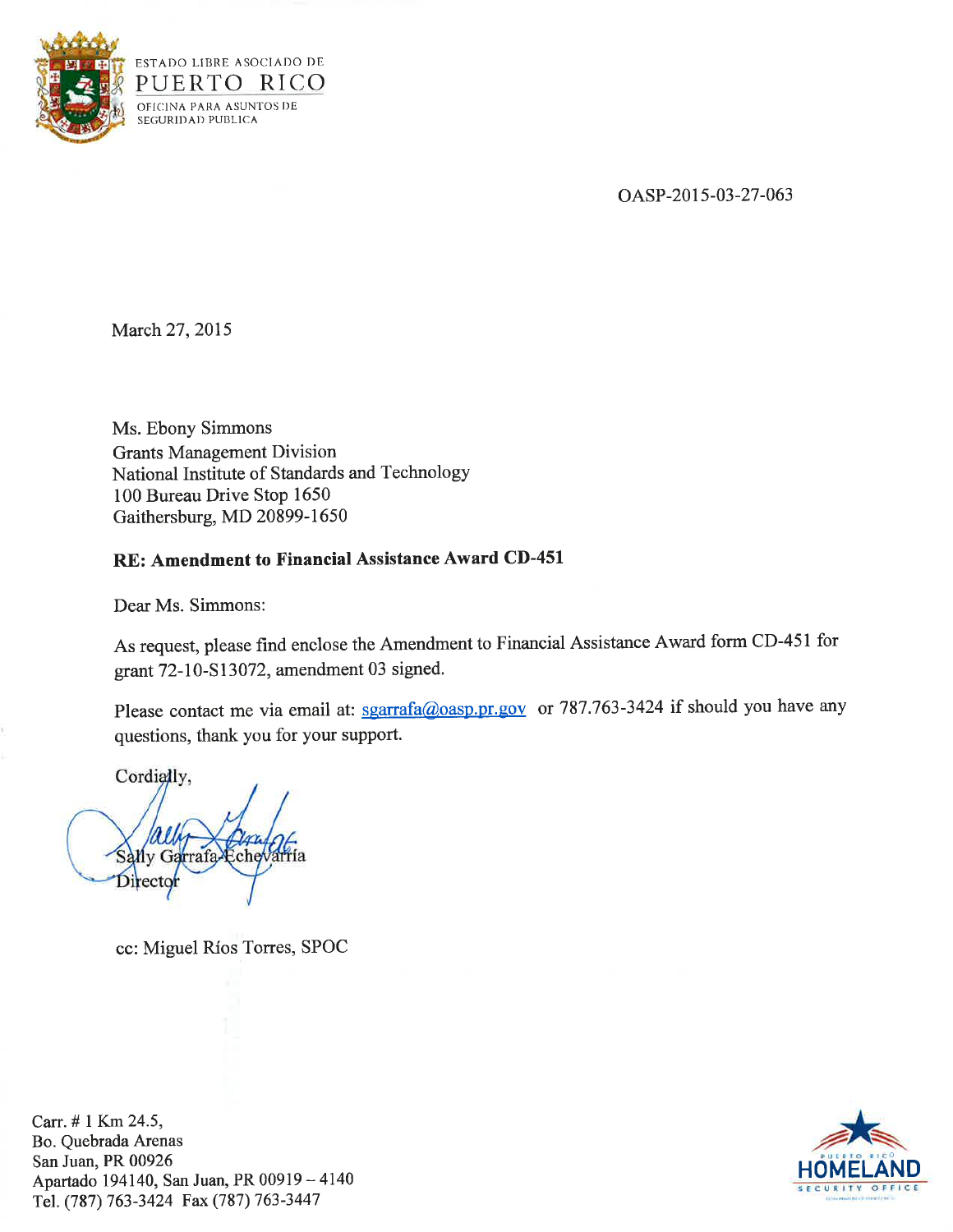ESTADO LIBRE ASOCIADO DE
PUERTO RICO
OFICINA PARA ASUNTOS DE
SEGURIDAD PUBLICA

OASP-2015-03-27-063

March 27, 2015

Ms. Ebony Simmons
Grants Management Division
National Institute of Standards and Technology
100 Bureau Drive Stop 1650
Gaithersburg, MD 20899-1650

**RE: Amendment to Financial Assistance Award CD-451**

Dear Ms. Simmons:

As request, please find enclose the Amendment to Financial Assistance Award form CD-451 for grant 72-10-S13072, amendment 03 signed.

Please contact me via email at: sgarrafa@oasp.pr.gov or 787.763-3424 if should you have any questions, thank you for your support.

Cordially,

Sally Garrafa-Echevarria
Director

cc: Miguel Ríos Torres, SPOC

Carr. # 1 Km 24.5,
Bo. Quebrada Arenas
San Juan, PR 00926
Apartado 194140, San Juan, PR 00919 – 4140
Tel. (787) 763-3424 Fax (787) 763-3447

PUERTO RICO HOMELAND SECURITY OFFICE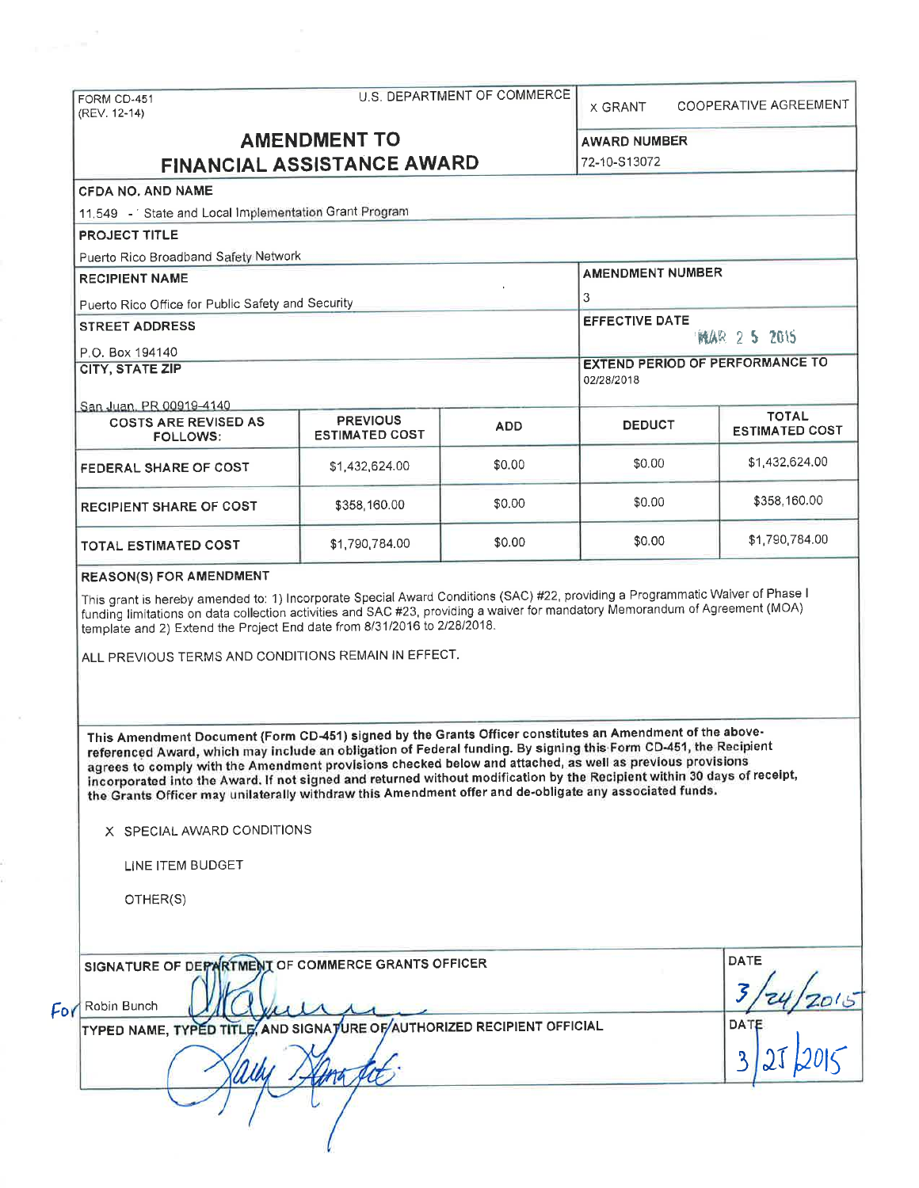FORM CD-451
(REV. 12-14)

U.S. DEPARTMENT OF COMMERCE

X GRANT     COOPERATIVE AGREEMENT

# AMENDMENT TO FINANCIAL ASSISTANCE AWARD

**AWARD NUMBER**
72-10-S13072

**CFDA NO. AND NAME**
11.549 - State and Local Implementation Grant Program

**PROJECT TITLE**
Puerto Rico Broadband Safety Network

**RECIPIENT NAME**
Puerto Rico Office for Public Safety and Security

**AMENDMENT NUMBER**
3

**STREET ADDRESS**
P.O. Box 194140

**EFFECTIVE DATE**
MAR 25 2015

**CITY, STATE ZIP**
San Juan, PR 00919-4140

**EXTEND PERIOD OF PERFORMANCE TO**
02/28/2018

| COSTS ARE REVISED AS FOLLOWS: | PREVIOUS ESTIMATED COST | ADD | DEDUCT | TOTAL ESTIMATED COST |
|---|---|---|---|---|
| FEDERAL SHARE OF COST | $1,432,624.00 | $0.00 | $0.00 | $1,432,624.00 |
| RECIPIENT SHARE OF COST | $358,160.00 | $0.00 | $0.00 | $358,160.00 |
| TOTAL ESTIMATED COST | $1,790,784.00 | $0.00 | $0.00 | $1,790,784.00 |

**REASON(S) FOR AMENDMENT**

This grant is hereby amended to: 1) Incorporate Special Award Conditions (SAC) #22, providing a Programmatic Waiver of Phase I funding limitations on data collection activities and SAC #23, providing a waiver for mandatory Memorandum of Agreement (MOA) template and 2) Extend the Project End date from 8/31/2016 to 2/28/2018.

ALL PREVIOUS TERMS AND CONDITIONS REMAIN IN EFFECT.

**This Amendment Document (Form CD-451) signed by the Grants Officer constitutes an Amendment of the above-referenced Award, which may include an obligation of Federal funding. By signing this Form CD-451, the Recipient agrees to comply with the Amendment provisions checked below and attached, as well as previous provisions incorporated into the Award. If not signed and returned without modification by the Recipient within 30 days of receipt, the Grants Officer may unilaterally withdraw this Amendment offer and de-obligate any associated funds.**

X SPECIAL AWARD CONDITIONS

LINE ITEM BUDGET

OTHER(S)

**SIGNATURE OF DEPARTMENT OF COMMERCE GRANTS OFFICER**

For Robin Bunch

**DATE**
3/24/2015

**TYPED NAME, TYPED TITLE, AND SIGNATURE OF AUTHORIZED RECIPIENT OFFICIAL**

**DATE**
3/25/2015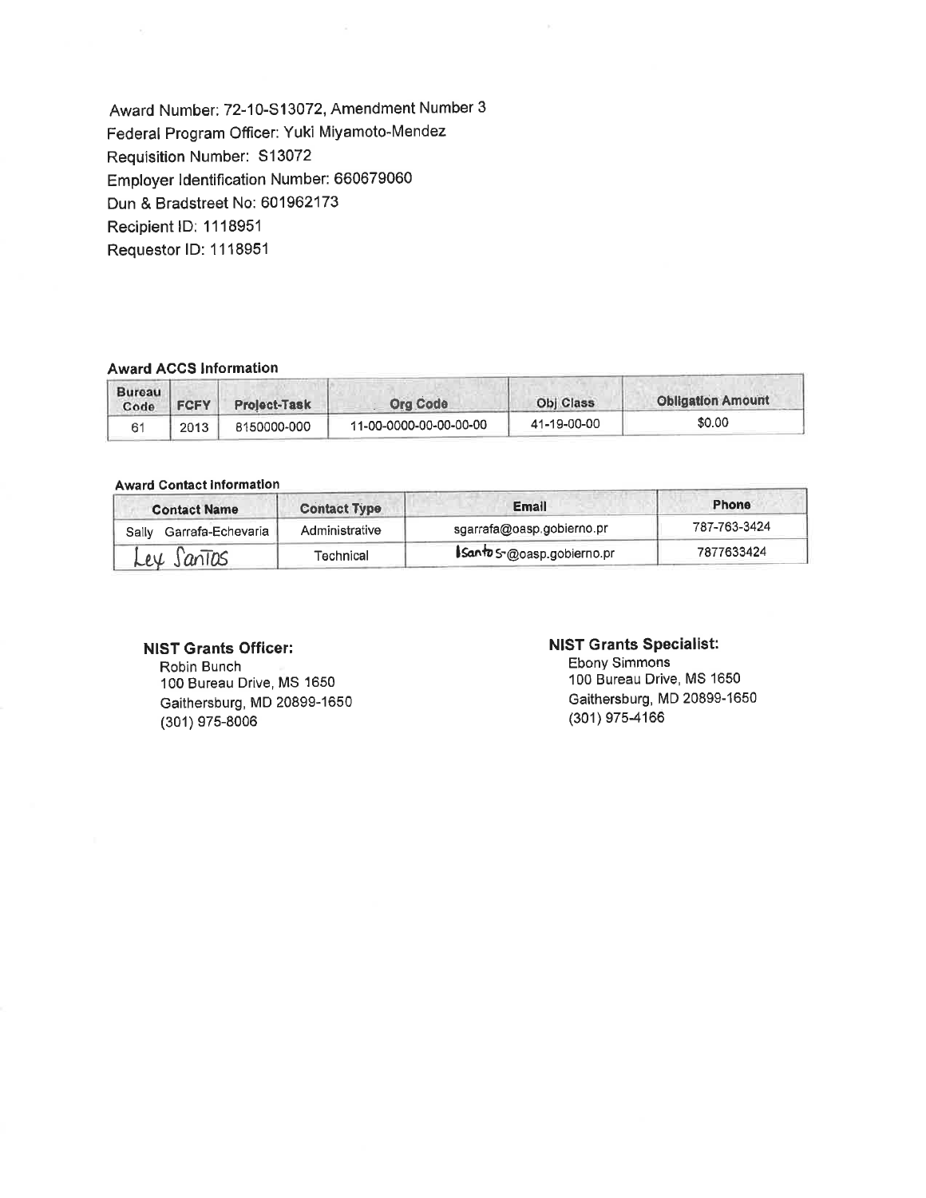Award Number: 72-10-S13072, Amendment Number 3
Federal Program Officer: Yuki Miyamoto-Mendez
Requisition Number: S13072
Employer Identification Number: 660679060
Dun & Bradstreet No: 601962173
Recipient ID: 1118951
Requestor ID: 1118951

**Award ACCS Information**

| Bureau Code | FCFY | Project-Task | Org Code | Obj Class | Obligation Amount |
|---|---|---|---|---|---|
| 61 | 2013 | 8150000-000 | 11-00-0000-00-00-00-00 | 41-19-00-00 | $0.00 |

**Award Contact Information**

| Contact Name | Contact Type | Email | Phone |
|---|---|---|---|
| Sally Garrafa-Echevaria | Administrative | sgarrafa@oasp.gobierno.pr | 787-763-3424 |
| Ley Santos | Technical | lsantos@oasp.gobierno.pr | 7877633424 |

**NIST Grants Officer:**
Robin Bunch
100 Bureau Drive, MS 1650
Gaithersburg, MD 20899-1650
(301) 975-8006

**NIST Grants Specialist:**
Ebony Simmons
100 Bureau Drive, MS 1650
Gaithersburg, MD 20899-1650
(301) 975-4166